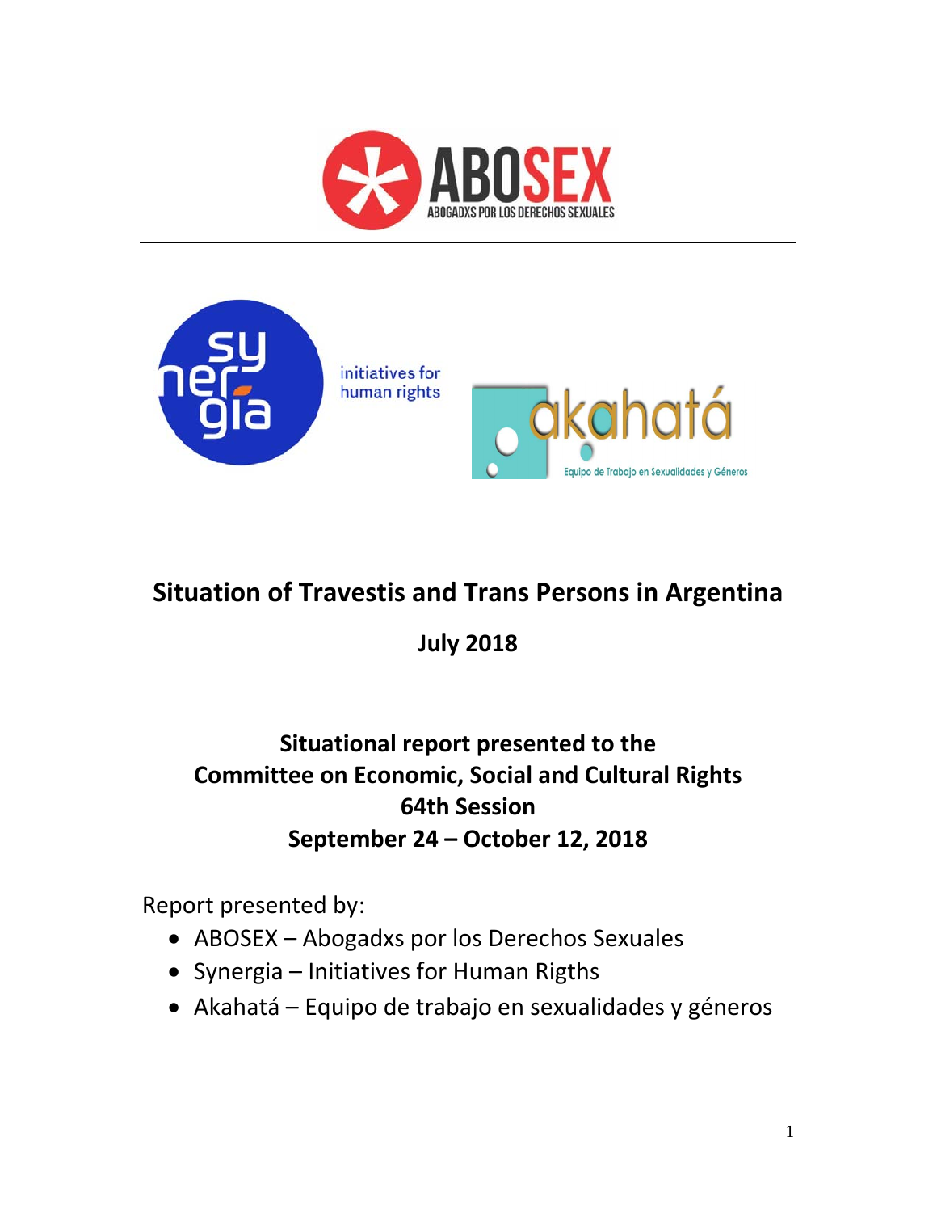# Situation of Travestis and Trans Persons in Argentina

**July 2018**

**Situational report presented to the Committee on Economic, Social and Cultural Rights 64th Session September 24 – October 12, 2018**

Report presented by:

- ABOSEX – Abogadxs por los Derechos Sexuales
- Synergia – Initiatives for Human Rigths
- Akahatá – Equipo de trabajo en sexualidades y géneros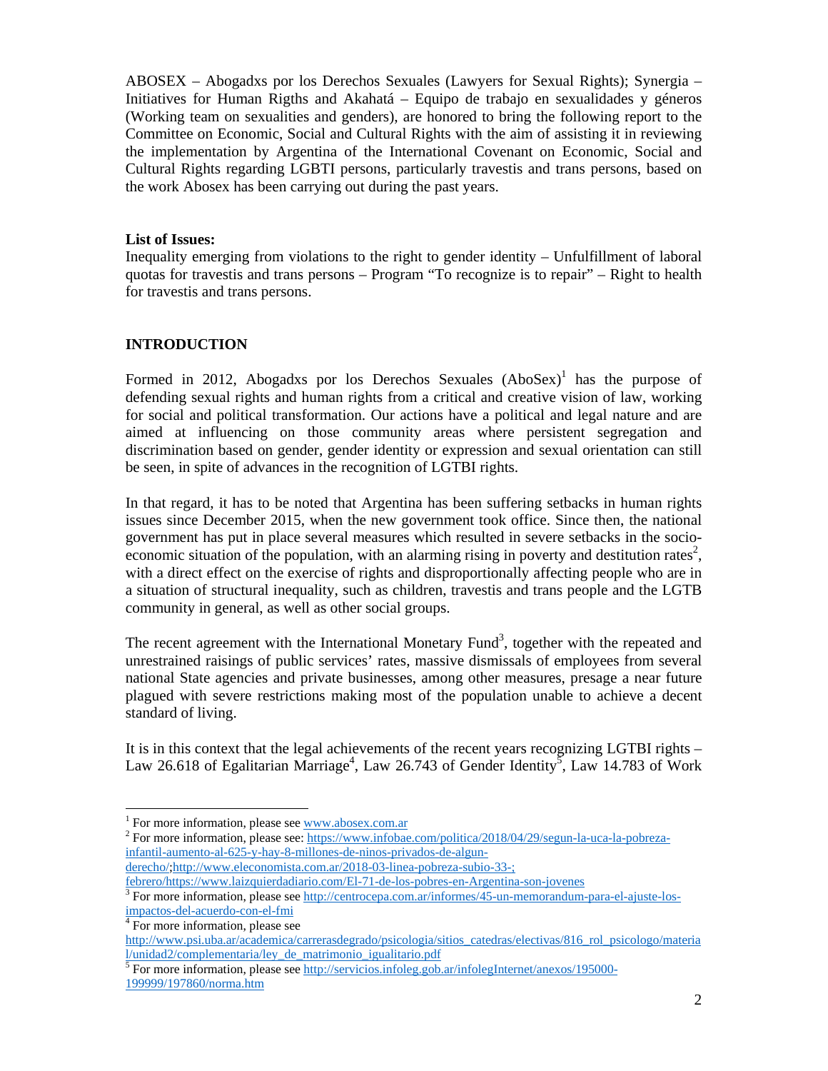ABOSEX – Abogadxs por los Derechos Sexuales (Lawyers for Sexual Rights); Synergia – Initiatives for Human Rigths and Akahatá – Equipo de trabajo en sexualidades y géneros (Working team on sexualities and genders), are honored to bring the following report to the Committee on Economic, Social and Cultural Rights with the aim of assisting it in reviewing the implementation by Argentina of the International Covenant on Economic, Social and Cultural Rights regarding LGBTI persons, particularly travestis and trans persons, based on the work Abosex has been carrying out during the past years.

**List of Issues:**
Inequality emerging from violations to the right to gender identity – Unfulfillment of laboral quotas for travestis and trans persons – Program "To recognize is to repair" – Right to health for travestis and trans persons.

## INTRODUCTION

Formed in 2012, Abogadxs por los Derechos Sexuales (AboSex)[1] has the purpose of defending sexual rights and human rights from a critical and creative vision of law, working for social and political transformation. Our actions have a political and legal nature and are aimed at influencing on those community areas where persistent segregation and discrimination based on gender, gender identity or expression and sexual orientation can still be seen, in spite of advances in the recognition of LGTBI rights.

In that regard, it has to be noted that Argentina has been suffering setbacks in human rights issues since December 2015, when the new government took office. Since then, the national government has put in place several measures which resulted in severe setbacks in the socio-economic situation of the population, with an alarming rising in poverty and destitution rates[2], with a direct effect on the exercise of rights and disproportionally affecting people who are in a situation of structural inequality, such as children, travestis and trans people and the LGTB community in general, as well as other social groups.

The recent agreement with the International Monetary Fund[3], together with the repeated and unrestrained raisings of public services' rates, massive dismissals of employees from several national State agencies and private businesses, among other measures, presage a near future plagued with severe restrictions making most of the population unable to achieve a decent standard of living.

It is in this context that the legal achievements of the recent years recognizing LGTBI rights – Law 26.618 of Egalitarian Marriage[4], Law 26.743 of Gender Identity[5], Law 14.783 of Work

---

[1] For more information, please see www.abosex.com.ar

[2] For more information, please see: https://www.infobae.com/politica/2018/04/29/segun-la-uca-la-pobreza-infantil-aumento-al-625-y-hay-8-millones-de-ninos-privados-de-algun-derecho/;http://www.eleconomista.com.ar/2018-03-linea-pobreza-subio-33-;febrero/https://www.laizquierdadiario.com/El-71-de-los-pobres-en-Argentina-son-jovenes

[3] For more information, please see http://centrocepa.com.ar/informes/45-un-memorandum-para-el-ajuste-los-impactos-del-acuerdo-con-el-fmi

[4] For more information, please see http://www.psi.uba.ar/academica/carrerasdegrado/psicologia/sitios_catedras/electivas/816_rol_psicologo/material/unidad2/complementaria/ley_de_matrimonio_igualitario.pdf

[5] For more information, please see http://servicios.infoleg.gob.ar/infolegInternet/anexos/195000-199999/197860/norma.htm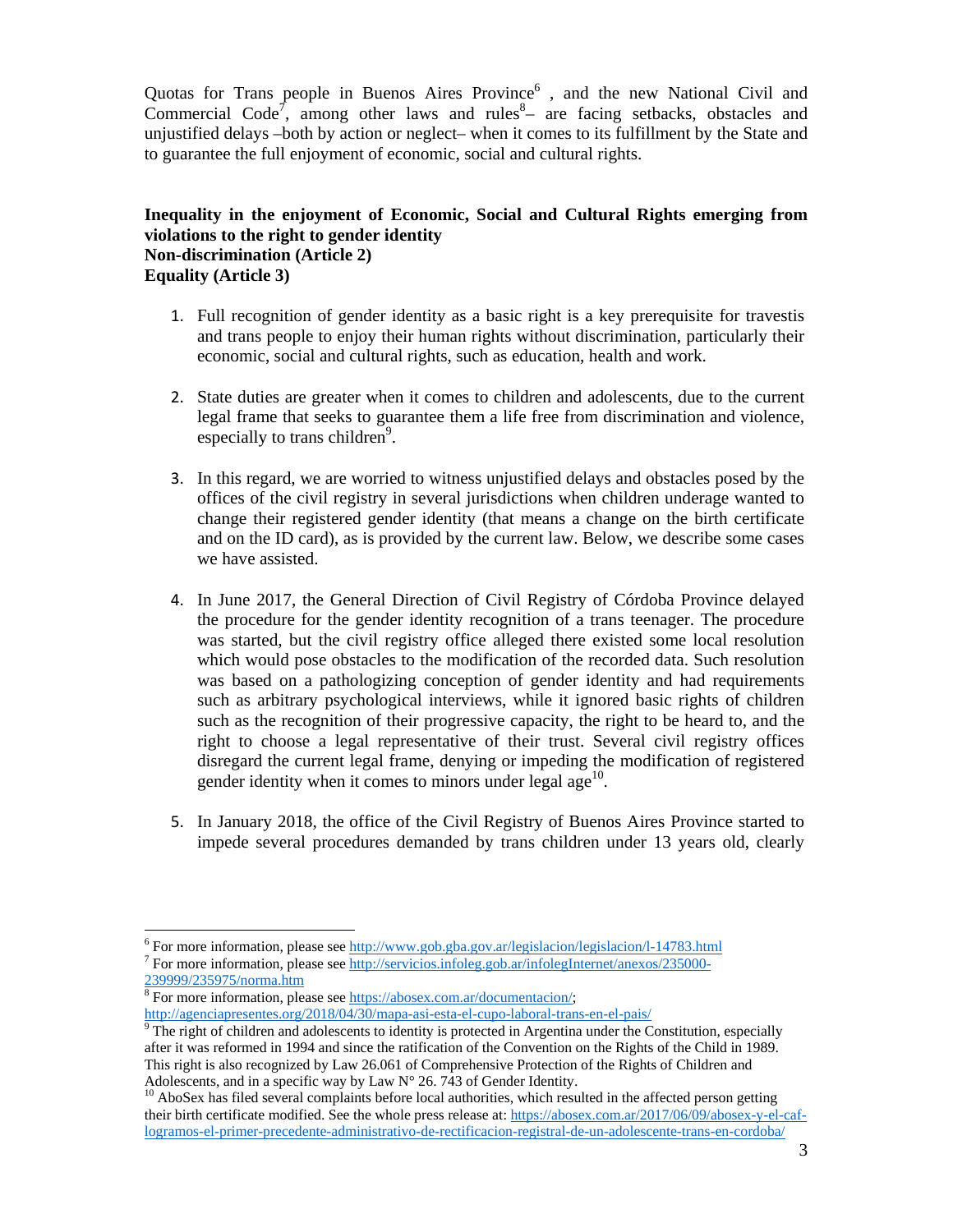Quotas for Trans people in Buenos Aires Province[6] , and the new National Civil and Commercial Code[7], among other laws and rules[8]– are facing setbacks, obstacles and unjustified delays –both by action or neglect– when it comes to its fulfillment by the State and to guarantee the full enjoyment of economic, social and cultural rights.

**Inequality in the enjoyment of Economic, Social and Cultural Rights emerging from violations to the right to gender identity**
**Non-discrimination (Article 2)**
**Equality (Article 3)**

1. Full recognition of gender identity as a basic right is a key prerequisite for travestis and trans people to enjoy their human rights without discrimination, particularly their economic, social and cultural rights, such as education, health and work.

2. State duties are greater when it comes to children and adolescents, due to the current legal frame that seeks to guarantee them a life free from discrimination and violence, especially to trans children[9].

3. In this regard, we are worried to witness unjustified delays and obstacles posed by the offices of the civil registry in several jurisdictions when children underage wanted to change their registered gender identity (that means a change on the birth certificate and on the ID card), as is provided by the current law. Below, we describe some cases we have assisted.

4. In June 2017, the General Direction of Civil Registry of Córdoba Province delayed the procedure for the gender identity recognition of a trans teenager. The procedure was started, but the civil registry office alleged there existed some local resolution which would pose obstacles to the modification of the recorded data. Such resolution was based on a pathologizing conception of gender identity and had requirements such as arbitrary psychological interviews, while it ignored basic rights of children such as the recognition of their progressive capacity, the right to be heard to, and the right to choose a legal representative of their trust. Several civil registry offices disregard the current legal frame, denying or impeding the modification of registered gender identity when it comes to minors under legal age[10].

5. In January 2018, the office of the Civil Registry of Buenos Aires Province started to impede several procedures demanded by trans children under 13 years old, clearly

---

[6] For more information, please see http://www.gob.gba.gov.ar/legislacion/legislacion/l-14783.html

[7] For more information, please see http://servicios.infoleg.gob.ar/infolegInternet/anexos/235000-239999/235975/norma.htm

[8] For more information, please see https://abosex.com.ar/documentacion/; http://agenciapresentes.org/2018/04/30/mapa-asi-esta-el-cupo-laboral-trans-en-el-pais/

[9] The right of children and adolescents to identity is protected in Argentina under the Constitution, especially after it was reformed in 1994 and since the ratification of the Convention on the Rights of the Child in 1989. This right is also recognized by Law 26.061 of Comprehensive Protection of the Rights of Children and Adolescents, and in a specific way by Law N° 26. 743 of Gender Identity.

[10] AboSex has filed several complaints before local authorities, which resulted in the affected person getting their birth certificate modified. See the whole press release at: https://abosex.com.ar/2017/06/09/abosex-y-el-caf-logramos-el-primer-precedente-administrativo-de-rectificacion-registral-de-un-adolescente-trans-en-cordoba/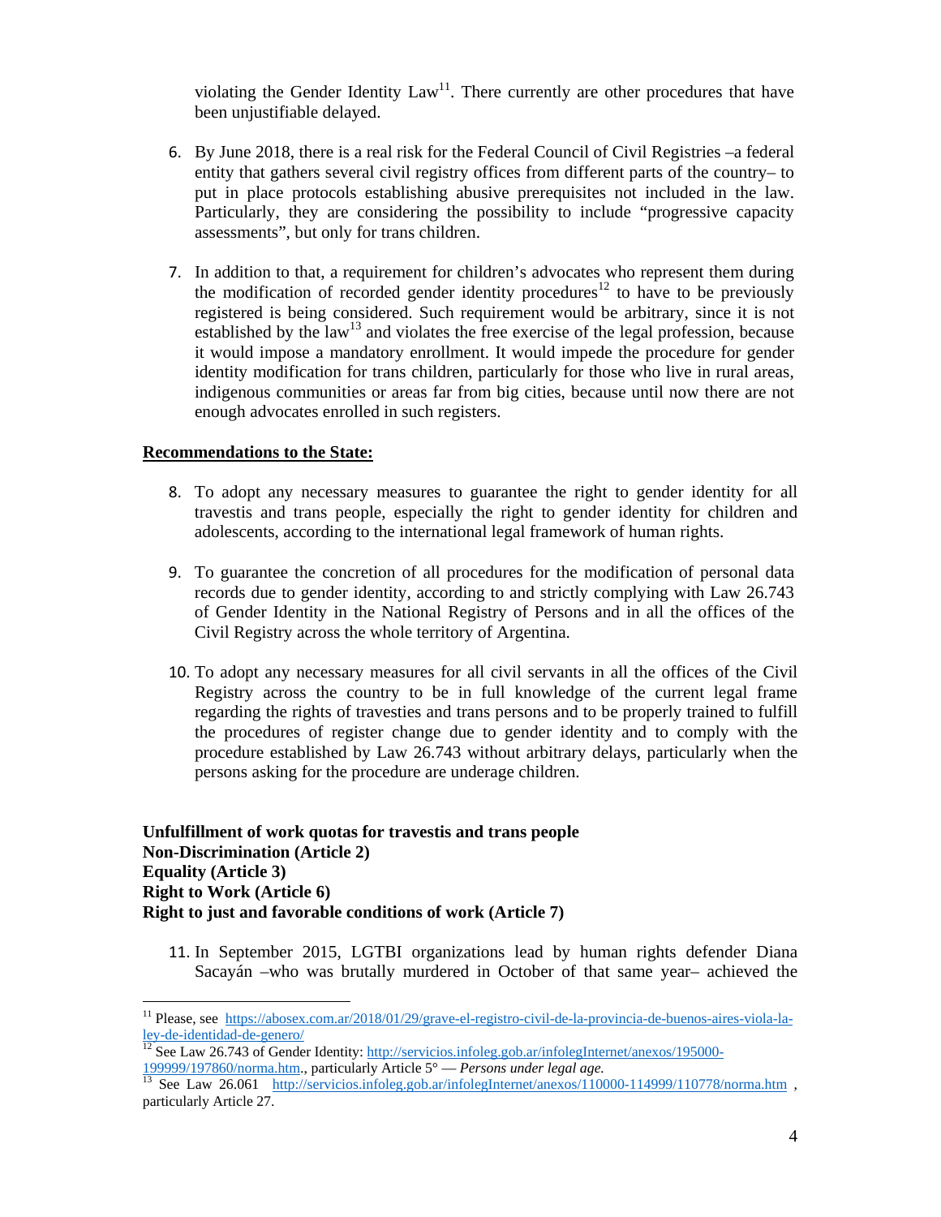violating the Gender Identity Law[11]. There currently are other procedures that have been unjustifiable delayed.

6. By June 2018, there is a real risk for the Federal Council of Civil Registries –a federal entity that gathers several civil registry offices from different parts of the country– to put in place protocols establishing abusive prerequisites not included in the law. Particularly, they are considering the possibility to include "progressive capacity assessments", but only for trans children.

7. In addition to that, a requirement for children's advocates who represent them during the modification of recorded gender identity procedures[12] to have to be previously registered is being considered. Such requirement would be arbitrary, since it is not established by the law[13] and violates the free exercise of the legal profession, because it would impose a mandatory enrollment. It would impede the procedure for gender identity modification for trans children, particularly for those who live in rural areas, indigenous communities or areas far from big cities, because until now there are not enough advocates enrolled in such registers.

**<u>Recommendations to the State:</u>**

8. To adopt any necessary measures to guarantee the right to gender identity for all travestis and trans people, especially the right to gender identity for children and adolescents, according to the international legal framework of human rights.

9. To guarantee the concretion of all procedures for the modification of personal data records due to gender identity, according to and strictly complying with Law 26.743 of Gender Identity in the National Registry of Persons and in all the offices of the Civil Registry across the whole territory of Argentina.

10. To adopt any necessary measures for all civil servants in all the offices of the Civil Registry across the country to be in full knowledge of the current legal frame regarding the rights of travesties and trans persons and to be properly trained to fulfill the procedures of register change due to gender identity and to comply with the procedure established by Law 26.743 without arbitrary delays, particularly when the persons asking for the procedure are underage children.

**Unfulfillment of work quotas for travestis and trans people**
**Non-Discrimination (Article 2)**
**Equality (Article 3)**
**Right to Work (Article 6)**
**Right to just and favorable conditions of work (Article 7)**

11. In September 2015, LGTBI organizations lead by human rights defender Diana Sacayán –who was brutally murdered in October of that same year– achieved the

---

[11] Please, see https://abosex.com.ar/2018/01/29/grave-el-registro-civil-de-la-provincia-de-buenos-aires-viola-la-ley-de-identidad-de-genero/

[12] See Law 26.743 of Gender Identity: http://servicios.infoleg.gob.ar/infolegInternet/anexos/195000-199999/197860/norma.htm., particularly Article 5° — *Persons under legal age.*

[13] See Law 26.061 http://servicios.infoleg.gob.ar/infolegInternet/anexos/110000-114999/110778/norma.htm , particularly Article 27.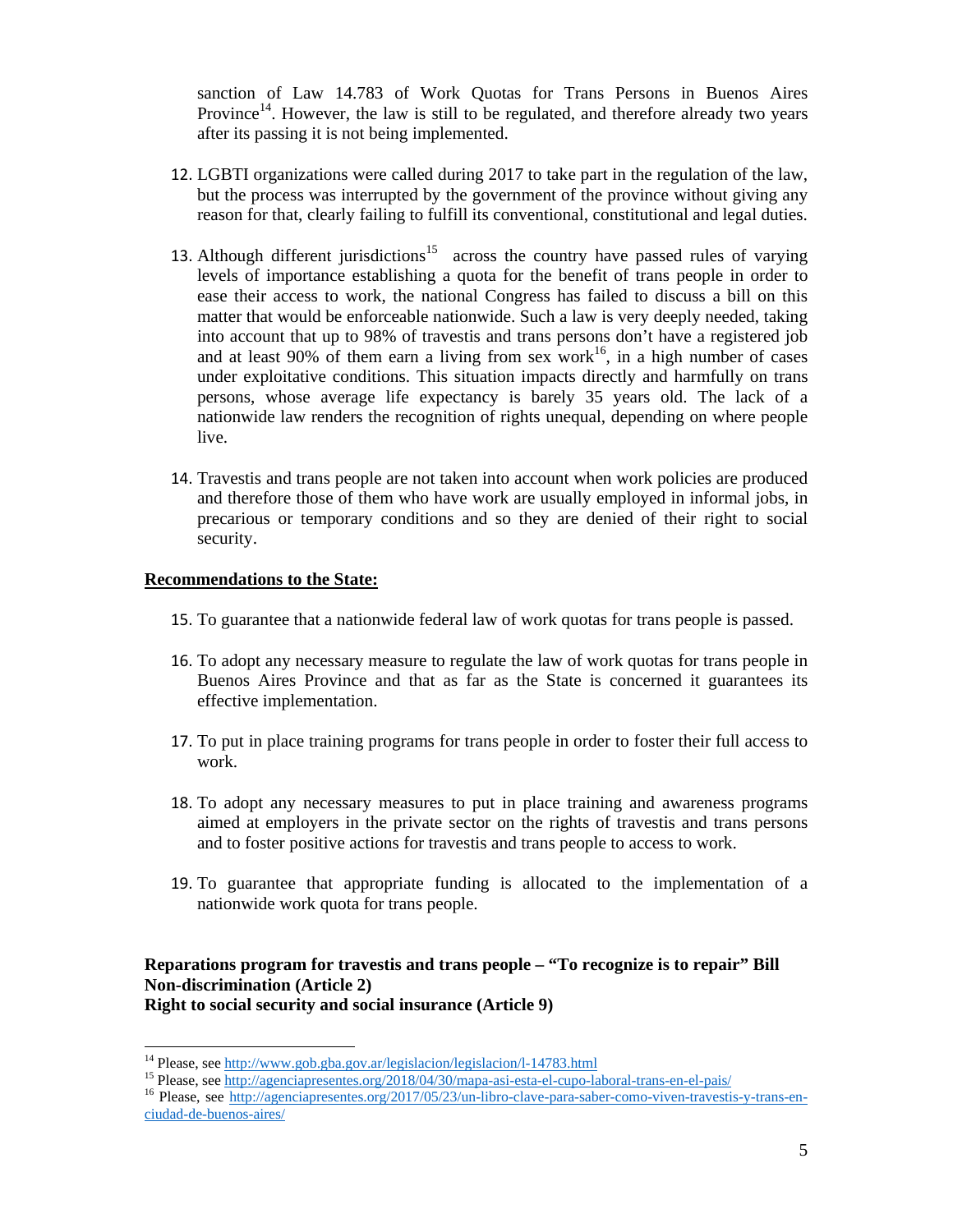sanction of Law 14.783 of Work Quotas for Trans Persons in Buenos Aires Province[14]. However, the law is still to be regulated, and therefore already two years after its passing it is not being implemented.

12. LGBTI organizations were called during 2017 to take part in the regulation of the law, but the process was interrupted by the government of the province without giving any reason for that, clearly failing to fulfill its conventional, constitutional and legal duties.

13. Although different jurisdictions[15] across the country have passed rules of varying levels of importance establishing a quota for the benefit of trans people in order to ease their access to work, the national Congress has failed to discuss a bill on this matter that would be enforceable nationwide. Such a law is very deeply needed, taking into account that up to 98% of travestis and trans persons don't have a registered job and at least 90% of them earn a living from sex work[16], in a high number of cases under exploitative conditions. This situation impacts directly and harmfully on trans persons, whose average life expectancy is barely 35 years old. The lack of a nationwide law renders the recognition of rights unequal, depending on where people live.

14. Travestis and trans people are not taken into account when work policies are produced and therefore those of them who have work are usually employed in informal jobs, in precarious or temporary conditions and so they are denied of their right to social security.

**<u>Recommendations to the State:</u>**

15. To guarantee that a nationwide federal law of work quotas for trans people is passed.

16. To adopt any necessary measure to regulate the law of work quotas for trans people in Buenos Aires Province and that as far as the State is concerned it guarantees its effective implementation.

17. To put in place training programs for trans people in order to foster their full access to work.

18. To adopt any necessary measures to put in place training and awareness programs aimed at employers in the private sector on the rights of travestis and trans persons and to foster positive actions for travestis and trans people to access to work.

19. To guarantee that appropriate funding is allocated to the implementation of a nationwide work quota for trans people.

**Reparations program for travestis and trans people – "To recognize is to repair" Bill**
**Non-discrimination (Article 2)**
**Right to social security and social insurance (Article 9)**

---

[14] Please, see http://www.gob.gba.gov.ar/legislacion/legislacion/l-14783.html

[15] Please, see http://agenciapresentes.org/2018/04/30/mapa-asi-esta-el-cupo-laboral-trans-en-el-pais/

[16] Please, see http://agenciapresentes.org/2017/05/23/un-libro-clave-para-saber-como-viven-travestis-y-trans-en-ciudad-de-buenos-aires/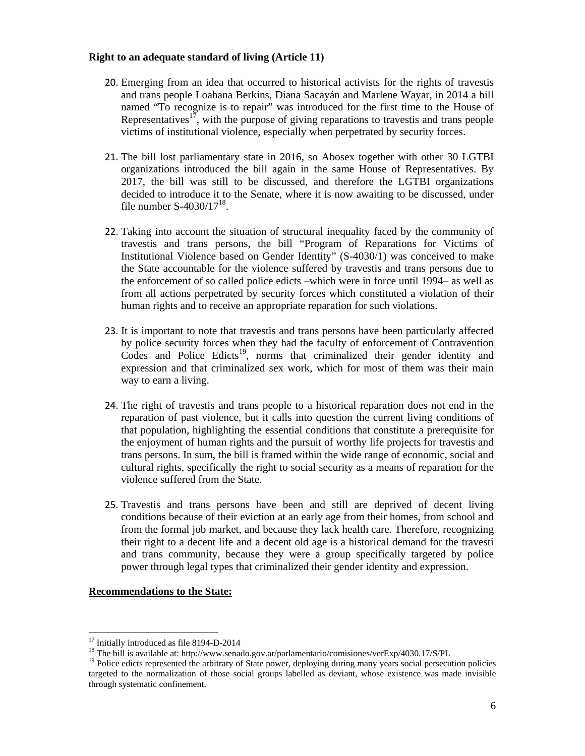**Right to an adequate standard of living (Article 11)**

20. Emerging from an idea that occurred to historical activists for the rights of travestis and trans people Loahana Berkins, Diana Sacayán and Marlene Wayar, in 2014 a bill named "To recognize is to repair" was introduced for the first time to the House of Representatives[17], with the purpose of giving reparations to travestis and trans people victims of institutional violence, especially when perpetrated by security forces.

21. The bill lost parliamentary state in 2016, so Abosex together with other 30 LGTBI organizations introduced the bill again in the same House of Representatives. By 2017, the bill was still to be discussed, and therefore the LGTBI organizations decided to introduce it to the Senate, where it is now awaiting to be discussed, under file number S-4030/17[18].

22. Taking into account the situation of structural inequality faced by the community of travestis and trans persons, the bill "Program of Reparations for Victims of Institutional Violence based on Gender Identity" (S-4030/1) was conceived to make the State accountable for the violence suffered by travestis and trans persons due to the enforcement of so called police edicts –which were in force until 1994– as well as from all actions perpetrated by security forces which constituted a violation of their human rights and to receive an appropriate reparation for such violations.

23. It is important to note that travestis and trans persons have been particularly affected by police security forces when they had the faculty of enforcement of Contravention Codes and Police Edicts[19], norms that criminalized their gender identity and expression and that criminalized sex work, which for most of them was their main way to earn a living.

24. The right of travestis and trans people to a historical reparation does not end in the reparation of past violence, but it calls into question the current living conditions of that population, highlighting the essential conditions that constitute a prerequisite for the enjoyment of human rights and the pursuit of worthy life projects for travestis and trans persons. In sum, the bill is framed within the wide range of economic, social and cultural rights, specifically the right to social security as a means of reparation for the violence suffered from the State.

25. Travestis and trans persons have been and still are deprived of decent living conditions because of their eviction at an early age from their homes, from school and from the formal job market, and because they lack health care. Therefore, recognizing their right to a decent life and a decent old age is a historical demand for the travesti and trans community, because they were a group specifically targeted by police power through legal types that criminalized their gender identity and expression.

**Recommendations to the State:**

---

[17] Initially introduced as file 8194-D-2014

[18] The bill is available at: http://www.senado.gov.ar/parlamentario/comisiones/verExp/4030.17/S/PL

[19] Police edicts represented the arbitrary of State power, deploying during many years social persecution policies targeted to the normalization of those social groups labelled as deviant, whose existence was made invisible through systematic confinement.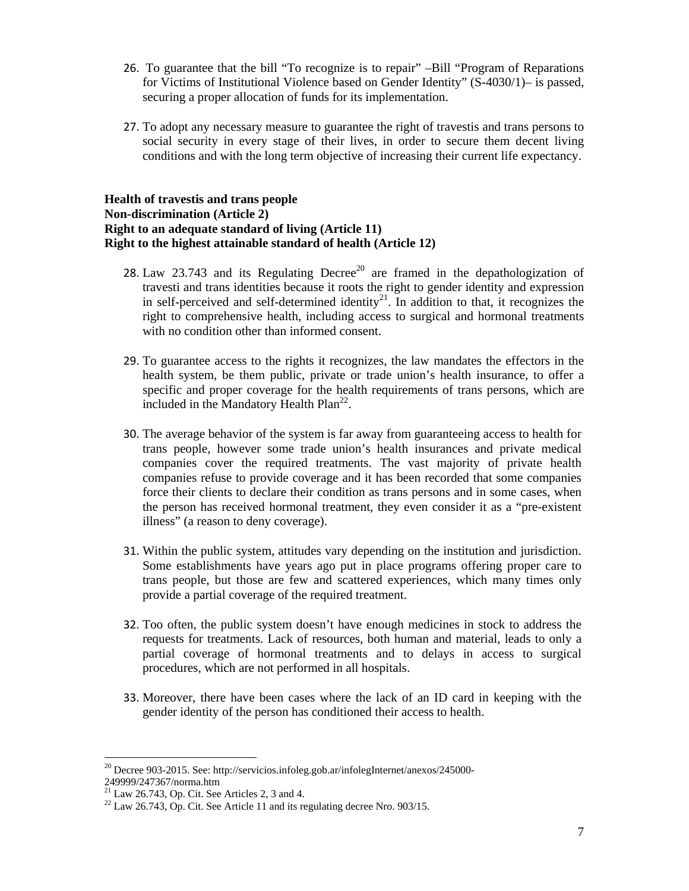26. To guarantee that the bill "To recognize is to repair" –Bill "Program of Reparations for Victims of Institutional Violence based on Gender Identity" (S-4030/1)– is passed, securing a proper allocation of funds for its implementation.

27. To adopt any necessary measure to guarantee the right of travestis and trans persons to social security in every stage of their lives, in order to secure them decent living conditions and with the long term objective of increasing their current life expectancy.

**Health of travestis and trans people**
**Non-discrimination (Article 2)**
**Right to an adequate standard of living (Article 11)**
**Right to the highest attainable standard of health (Article 12)**

28. Law 23.743 and its Regulating Decree[20] are framed in the depathologization of travesti and trans identities because it roots the right to gender identity and expression in self-perceived and self-determined identity[21]. In addition to that, it recognizes the right to comprehensive health, including access to surgical and hormonal treatments with no condition other than informed consent.

29. To guarantee access to the rights it recognizes, the law mandates the effectors in the health system, be them public, private or trade union's health insurance, to offer a specific and proper coverage for the health requirements of trans persons, which are included in the Mandatory Health Plan[22].

30. The average behavior of the system is far away from guaranteeing access to health for trans people, however some trade union's health insurances and private medical companies cover the required treatments. The vast majority of private health companies refuse to provide coverage and it has been recorded that some companies force their clients to declare their condition as trans persons and in some cases, when the person has received hormonal treatment, they even consider it as a "pre-existent illness" (a reason to deny coverage).

31. Within the public system, attitudes vary depending on the institution and jurisdiction. Some establishments have years ago put in place programs offering proper care to trans people, but those are few and scattered experiences, which many times only provide a partial coverage of the required treatment.

32. Too often, the public system doesn't have enough medicines in stock to address the requests for treatments. Lack of resources, both human and material, leads to only a partial coverage of hormonal treatments and to delays in access to surgical procedures, which are not performed in all hospitals.

33. Moreover, there have been cases where the lack of an ID card in keeping with the gender identity of the person has conditioned their access to health.

---

[20] Decree 903-2015. See: http://servicios.infoleg.gob.ar/infolegInternet/anexos/245000-249999/247367/norma.htm

[21] Law 26.743, Op. Cit. See Articles 2, 3 and 4.

[22] Law 26.743, Op. Cit. See Article 11 and its regulating decree Nro. 903/15.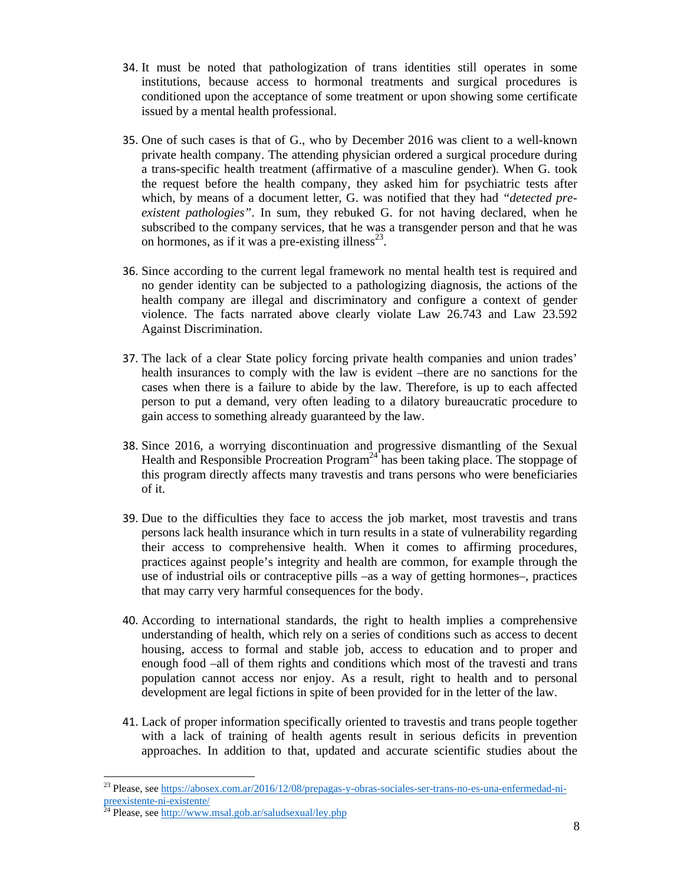34. It must be noted that pathologization of trans identities still operates in some institutions, because access to hormonal treatments and surgical procedures is conditioned upon the acceptance of some treatment or upon showing some certificate issued by a mental health professional.

35. One of such cases is that of G., who by December 2016 was client to a well-known private health company. The attending physician ordered a surgical procedure during a trans-specific health treatment (affirmative of a masculine gender). When G. took the request before the health company, they asked him for psychiatric tests after which, by means of a document letter, G. was notified that they had *"detected pre-existent pathologies"*. In sum, they rebuked G. for not having declared, when he subscribed to the company services, that he was a transgender person and that he was on hormones, as if it was a pre-existing illness[23].

36. Since according to the current legal framework no mental health test is required and no gender identity can be subjected to a pathologizing diagnosis, the actions of the health company are illegal and discriminatory and configure a context of gender violence. The facts narrated above clearly violate Law 26.743 and Law 23.592 Against Discrimination.

37. The lack of a clear State policy forcing private health companies and union trades' health insurances to comply with the law is evident –there are no sanctions for the cases when there is a failure to abide by the law. Therefore, is up to each affected person to put a demand, very often leading to a dilatory bureaucratic procedure to gain access to something already guaranteed by the law.

38. Since 2016, a worrying discontinuation and progressive dismantling of the Sexual Health and Responsible Procreation Program[24] has been taking place. The stoppage of this program directly affects many travestis and trans persons who were beneficiaries of it.

39. Due to the difficulties they face to access the job market, most travestis and trans persons lack health insurance which in turn results in a state of vulnerability regarding their access to comprehensive health. When it comes to affirming procedures, practices against people's integrity and health are common, for example through the use of industrial oils or contraceptive pills –as a way of getting hormones–, practices that may carry very harmful consequences for the body.

40. According to international standards, the right to health implies a comprehensive understanding of health, which rely on a series of conditions such as access to decent housing, access to formal and stable job, access to education and to proper and enough food –all of them rights and conditions which most of the travesti and trans population cannot access nor enjoy. As a result, right to health and to personal development are legal fictions in spite of been provided for in the letter of the law.

41. Lack of proper information specifically oriented to travestis and trans people together with a lack of training of health agents result in serious deficits in prevention approaches. In addition to that, updated and accurate scientific studies about the

---

[23] Please, see https://abosex.com.ar/2016/12/08/prepagas-y-obras-sociales-ser-trans-no-es-una-enfermedad-ni-preexistente-ni-existente/

[24] Please, see http://www.msal.gob.ar/saludsexual/ley.php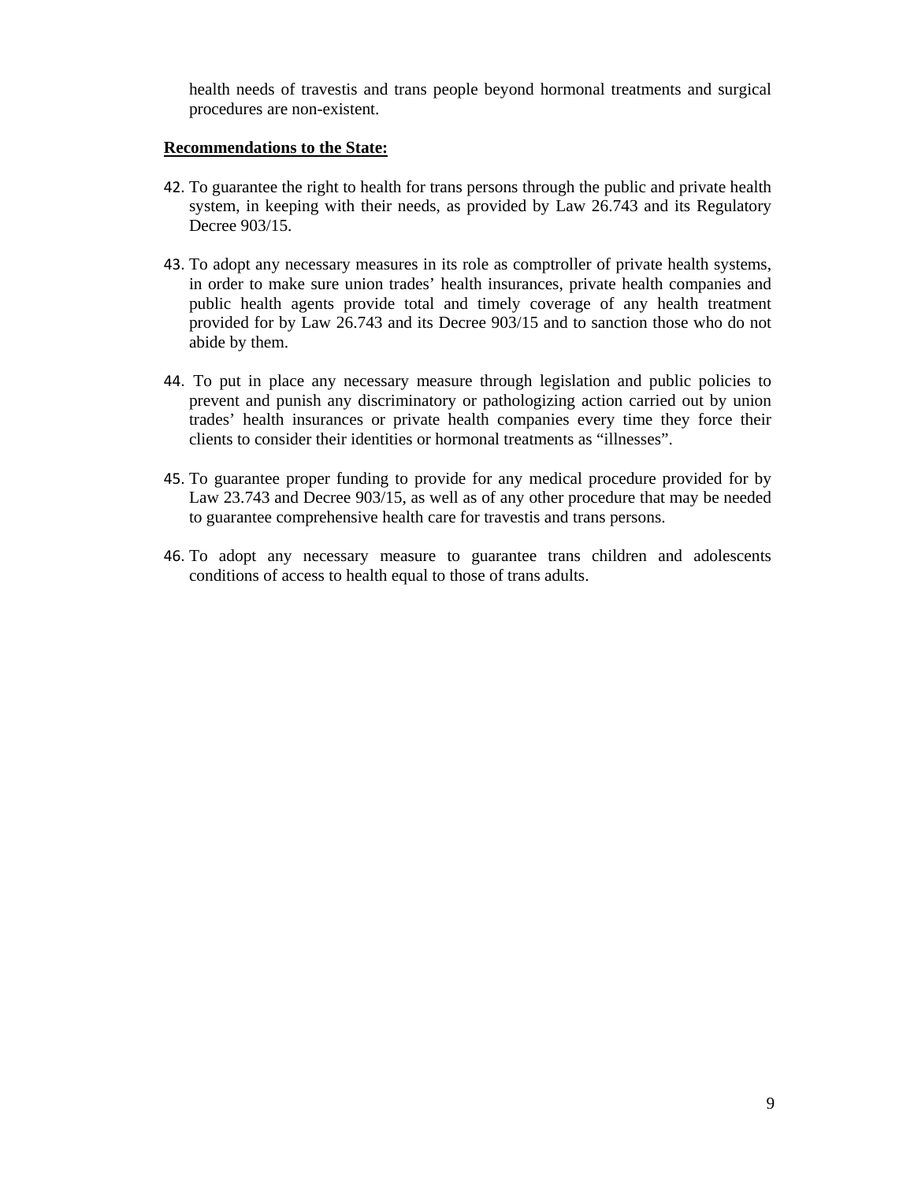health needs of travestis and trans people beyond hormonal treatments and surgical procedures are non-existent.

**<u>Recommendations to the State:</u>**

42. To guarantee the right to health for trans persons through the public and private health system, in keeping with their needs, as provided by Law 26.743 and its Regulatory Decree 903/15.

43. To adopt any necessary measures in its role as comptroller of private health systems, in order to make sure union trades' health insurances, private health companies and public health agents provide total and timely coverage of any health treatment provided for by Law 26.743 and its Decree 903/15 and to sanction those who do not abide by them.

44. To put in place any necessary measure through legislation and public policies to prevent and punish any discriminatory or pathologizing action carried out by union trades' health insurances or private health companies every time they force their clients to consider their identities or hormonal treatments as "illnesses".

45. To guarantee proper funding to provide for any medical procedure provided for by Law 23.743 and Decree 903/15, as well as of any other procedure that may be needed to guarantee comprehensive health care for travestis and trans persons.

46. To adopt any necessary measure to guarantee trans children and adolescents conditions of access to health equal to those of trans adults.